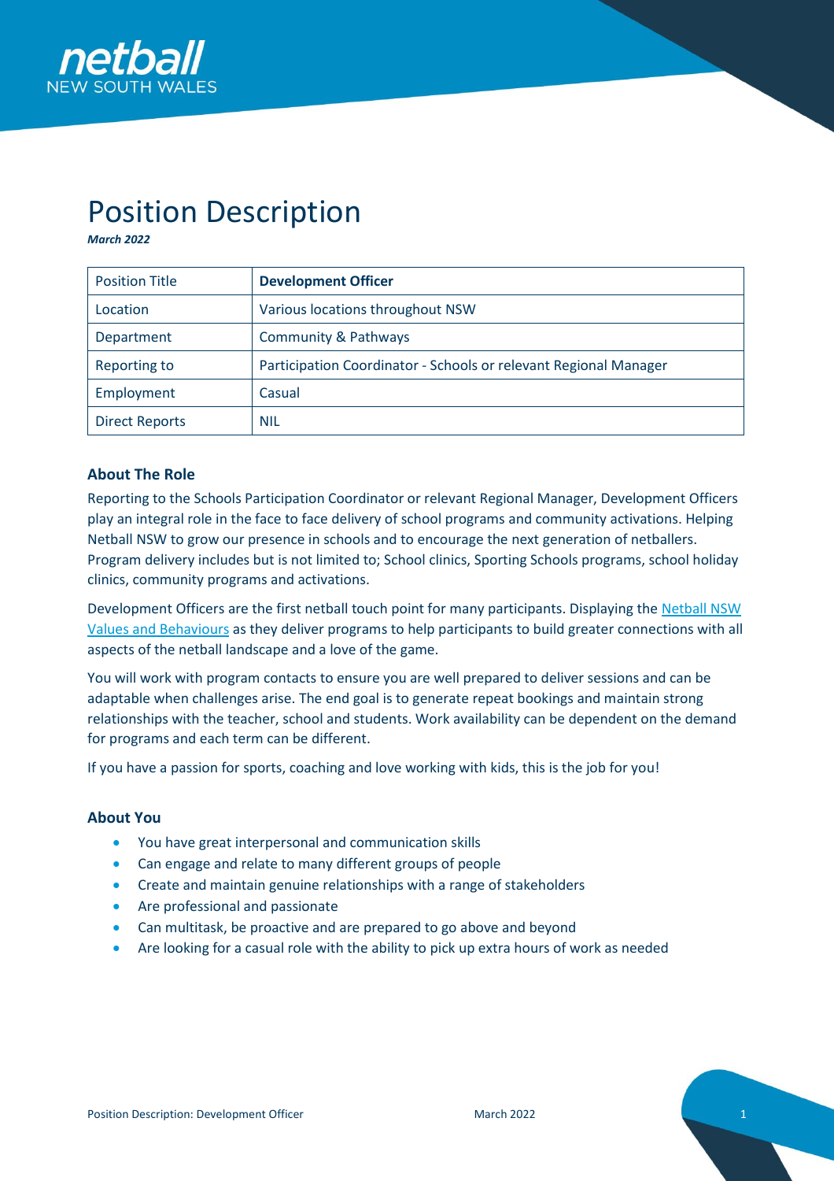# Position Description

***March 2022***

| Position Title | **Development Officer** |
|---|---|
| Location | Various locations throughout NSW |
| Department | Community & Pathways |
| Reporting to | Participation Coordinator - Schools or relevant Regional Manager |
| Employment | Casual |
| Direct Reports | NIL |

### About The Role

Reporting to the Schools Participation Coordinator or relevant Regional Manager, Development Officers play an integral role in the face to face delivery of school programs and community activations. Helping Netball NSW to grow our presence in schools and to encourage the next generation of netballers. Program delivery includes but is not limited to; School clinics, Sporting Schools programs, school holiday clinics, community programs and activations.

Development Officers are the first netball touch point for many participants. Displaying the Netball NSW Values and Behaviours as they deliver programs to help participants to build greater connections with all aspects of the netball landscape and a love of the game.

You will work with program contacts to ensure you are well prepared to deliver sessions and can be adaptable when challenges arise. The end goal is to generate repeat bookings and maintain strong relationships with the teacher, school and students. Work availability can be dependent on the demand for programs and each term can be different.

If you have a passion for sports, coaching and love working with kids, this is the job for you!

### About You

- You have great interpersonal and communication skills
- Can engage and relate to many different groups of people
- Create and maintain genuine relationships with a range of stakeholders
- Are professional and passionate
- Can multitask, be proactive and are prepared to go above and beyond
- Are looking for a casual role with the ability to pick up extra hours of work as needed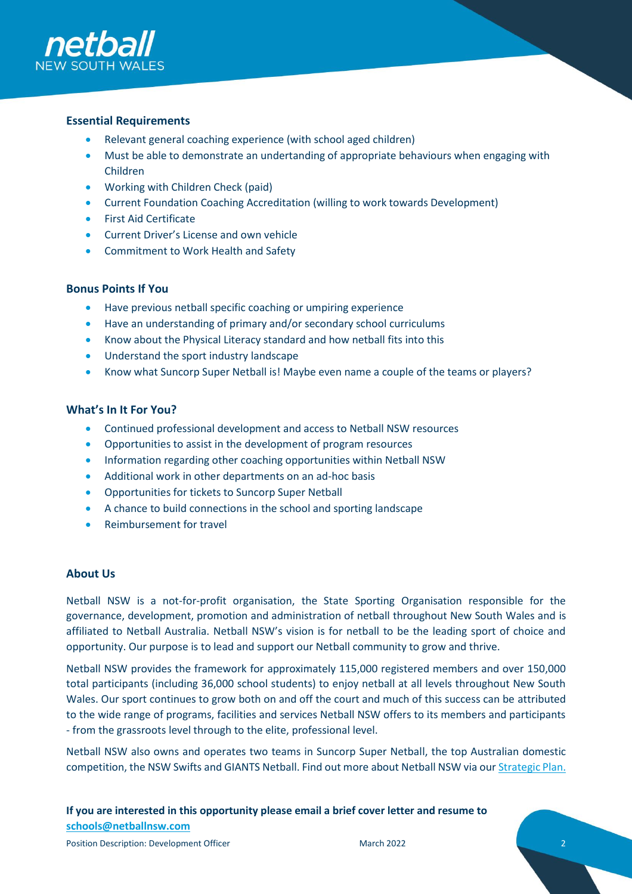### Essential Requirements

- Relevant general coaching experience (with school aged children)
- Must be able to demonstrate an undertanding of appropriate behaviours when engaging with Children
- Working with Children Check (paid)
- Current Foundation Coaching Accreditation (willing to work towards Development)
- First Aid Certificate
- Current Driver's License and own vehicle
- Commitment to Work Health and Safety

### Bonus Points If You

- Have previous netball specific coaching or umpiring experience
- Have an understanding of primary and/or secondary school curriculums
- Know about the Physical Literacy standard and how netball fits into this
- Understand the sport industry landscape
- Know what Suncorp Super Netball is! Maybe even name a couple of the teams or players?

### What's In It For You?

- Continued professional development and access to Netball NSW resources
- Opportunities to assist in the development of program resources
- Information regarding other coaching opportunities within Netball NSW
- Additional work in other departments on an ad-hoc basis
- Opportunities for tickets to Suncorp Super Netball
- A chance to build connections in the school and sporting landscape
- Reimbursement for travel

### About Us

Netball NSW is a not-for-profit organisation, the State Sporting Organisation responsible for the governance, development, promotion and administration of netball throughout New South Wales and is affiliated to Netball Australia. Netball NSW's vision is for netball to be the leading sport of choice and opportunity. Our purpose is to lead and support our Netball community to grow and thrive.

Netball NSW provides the framework for approximately 115,000 registered members and over 150,000 total participants (including 36,000 school students) to enjoy netball at all levels throughout New South Wales. Our sport continues to grow both on and off the court and much of this success can be attributed to the wide range of programs, facilities and services Netball NSW offers to its members and participants - from the grassroots level through to the elite, professional level.

Netball NSW also owns and operates two teams in Suncorp Super Netball, the top Australian domestic competition, the NSW Swifts and GIANTS Netball. Find out more about Netball NSW via our Strategic Plan.

**If you are interested in this opportunity please email a brief cover letter and resume to schools@netballnsw.com**

Position Description: Development Officer March 2022